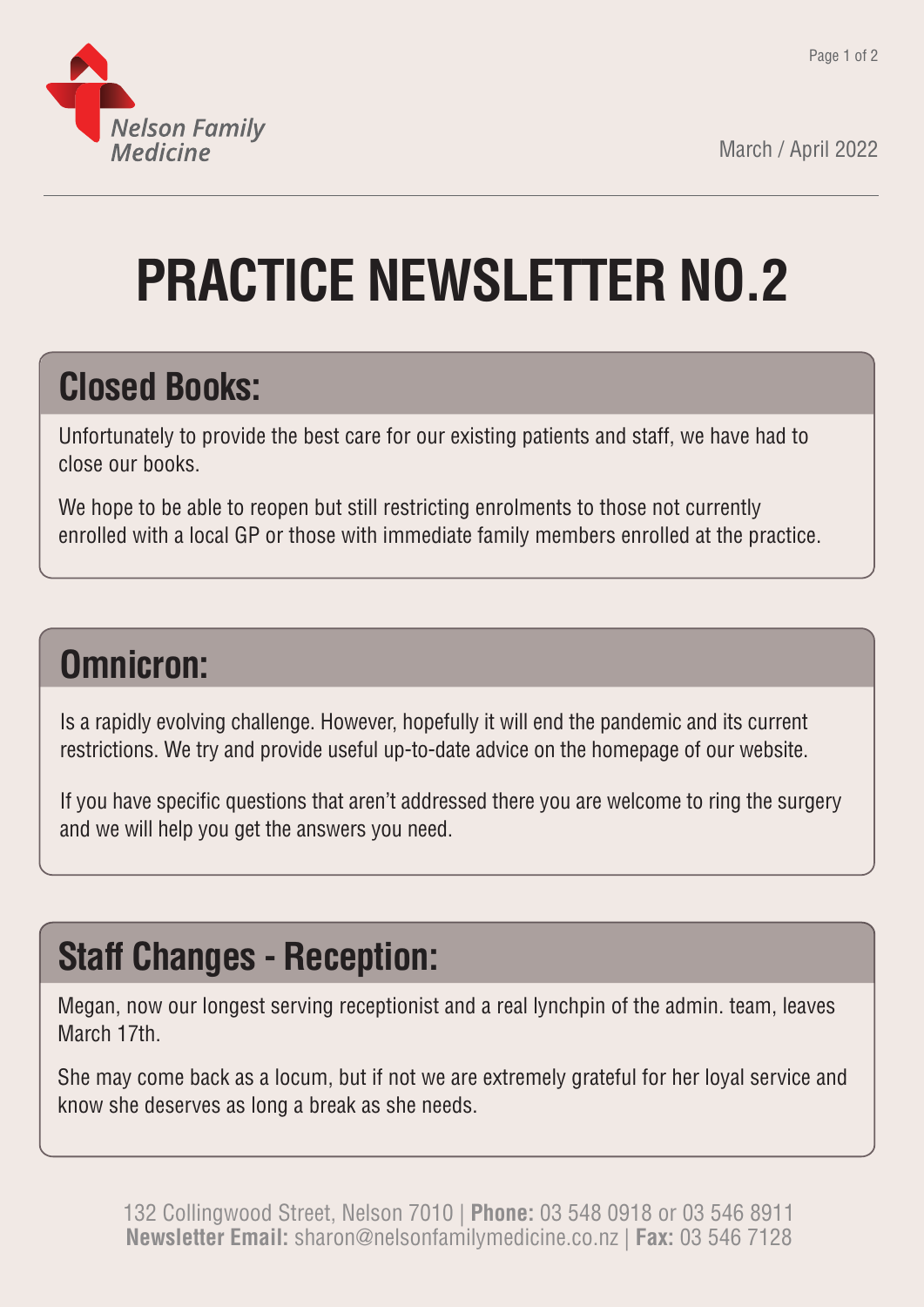Nelson Family Medicine

March / April 2022

# PRACTICE NEWSLETTER NO.2

## Closed Books:

Unfortunately to provide the best care for our existing patients and staff, we have had to close our books.

We hope to be able to reopen but still restricting enrolments to those not currently enrolled with a local GP or those with immediate family members enrolled at the practice.

## Omnicron:

Is a rapidly evolving challenge. However, hopefully it will end the pandemic and its current restrictions. We try and provide useful up-to-date advice on the homepage of our website.

If you have specific questions that aren't addressed there you are welcome to ring the surgery and we will help you get the answers you need.

## Staff Changes - Reception:

Megan, now our longest serving receptionist and a real lynchpin of the admin. team, leaves March 17th.

She may come back as a locum, but if not we are extremely grateful for her loyal service and know she deserves as long a break as she needs.

132 Collingwood Street, Nelson 7010 | **Phone:** 03 548 0918 or 03 546 8911
**Newsletter Email:** sharon@nelsonfamilymedicine.co.nz | **Fax:** 03 546 7128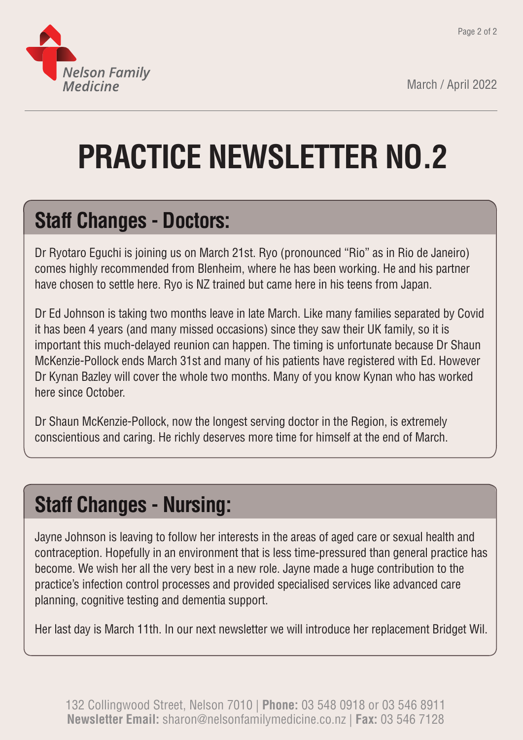Nelson Family Medicine

March / April 2022

# PRACTICE NEWSLETTER NO.2

## Staff Changes - Doctors:

Dr Ryotaro Eguchi is joining us on March 21st. Ryo (pronounced "Rio" as in Rio de Janeiro) comes highly recommended from Blenheim, where he has been working. He and his partner have chosen to settle here. Ryo is NZ trained but came here in his teens from Japan.

Dr Ed Johnson is taking two months leave in late March. Like many families separated by Covid it has been 4 years (and many missed occasions) since they saw their UK family, so it is important this much-delayed reunion can happen. The timing is unfortunate because Dr Shaun McKenzie-Pollock ends March 31st and many of his patients have registered with Ed. However Dr Kynan Bazley will cover the whole two months. Many of you know Kynan who has worked here since October.

Dr Shaun McKenzie-Pollock, now the longest serving doctor in the Region, is extremely conscientious and caring. He richly deserves more time for himself at the end of March.

## Staff Changes - Nursing:

Jayne Johnson is leaving to follow her interests in the areas of aged care or sexual health and contraception. Hopefully in an environment that is less time-pressured than general practice has become. We wish her all the very best in a new role. Jayne made a huge contribution to the practice's infection control processes and provided specialised services like advanced care planning, cognitive testing and dementia support.

Her last day is March 11th. In our next newsletter we will introduce her replacement Bridget Wil.

132 Collingwood Street, Nelson 7010 | **Phone:** 03 548 0918 or 03 546 8911
**Newsletter Email:** sharon@nelsonfamilymedicine.co.nz | **Fax:** 03 546 7128